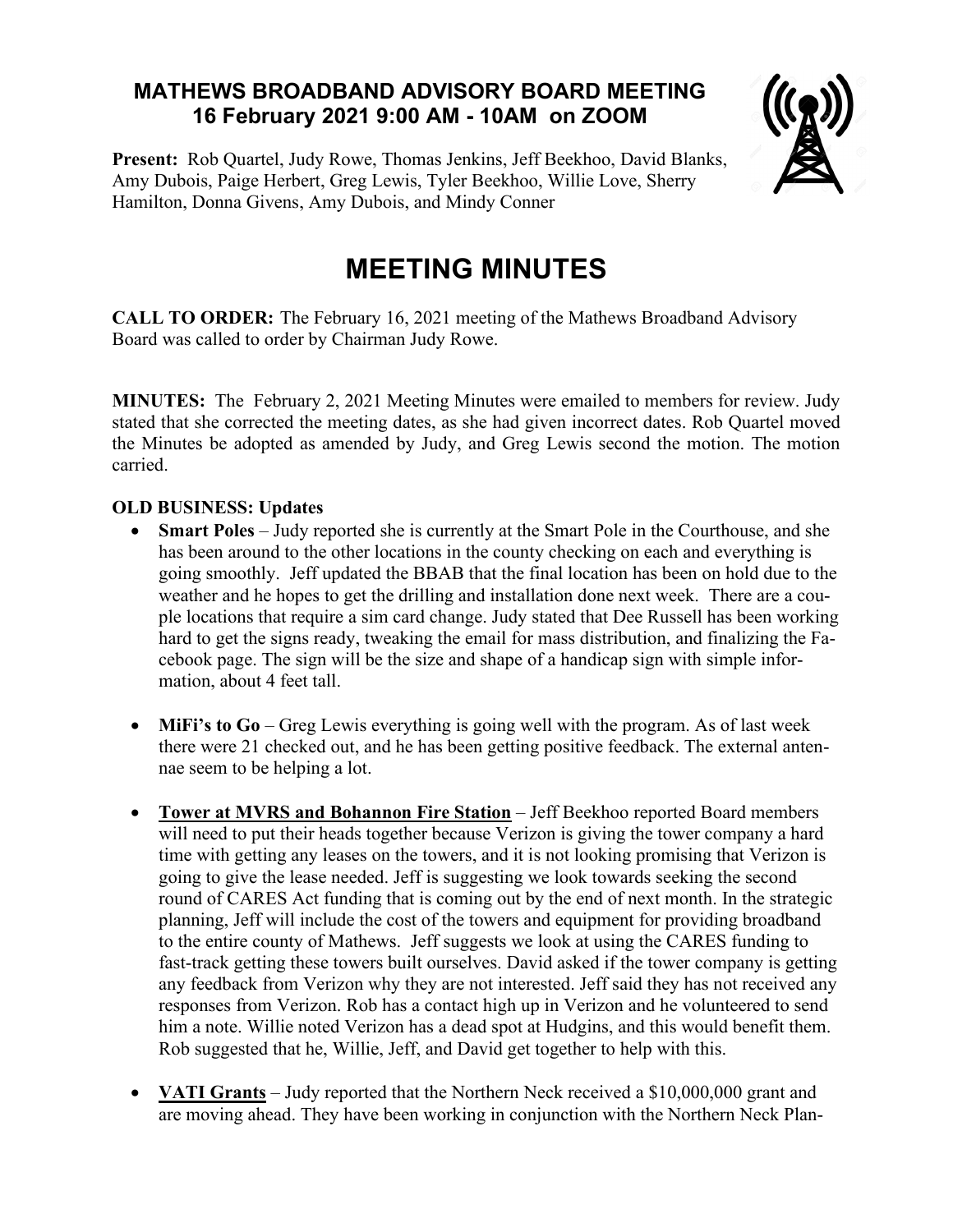# MATHEWS BROADBAND ADVISORY BOARD MEETING
## 16 February 2021 9:00 AM - 10AM on ZOOM

**Present:** Rob Quartel, Judy Rowe, Thomas Jenkins, Jeff Beekhoo, David Blanks, Amy Dubois, Paige Herbert, Greg Lewis, Tyler Beekhoo, Willie Love, Sherry Hamilton, Donna Givens, Amy Dubois, and Mindy Conner

# MEETING MINUTES

**CALL TO ORDER:** The February 16, 2021 meeting of the Mathews Broadband Advisory Board was called to order by Chairman Judy Rowe.

**MINUTES:** The February 2, 2021 Meeting Minutes were emailed to members for review. Judy stated that she corrected the meeting dates, as she had given incorrect dates. Rob Quartel moved the Minutes be adopted as amended by Judy, and Greg Lewis second the motion. The motion carried.

**OLD BUSINESS: Updates**

- **Smart Poles** – Judy reported she is currently at the Smart Pole in the Courthouse, and she has been around to the other locations in the county checking on each and everything is going smoothly. Jeff updated the BBAB that the final location has been on hold due to the weather and he hopes to get the drilling and installation done next week. There are a couple locations that require a sim card change. Judy stated that Dee Russell has been working hard to get the signs ready, tweaking the email for mass distribution, and finalizing the Facebook page. The sign will be the size and shape of a handicap sign with simple information, about 4 feet tall.

- **MiFi's to Go** – Greg Lewis everything is going well with the program. As of last week there were 21 checked out, and he has been getting positive feedback. The external antennae seem to be helping a lot.

- **<u>Tower at MVRS and Bohannon Fire Station</u>** – Jeff Beekhoo reported Board members will need to put their heads together because Verizon is giving the tower company a hard time with getting any leases on the towers, and it is not looking promising that Verizon is going to give the lease needed. Jeff is suggesting we look towards seeking the second round of CARES Act funding that is coming out by the end of next month. In the strategic planning, Jeff will include the cost of the towers and equipment for providing broadband to the entire county of Mathews. Jeff suggests we look at using the CARES funding to fast-track getting these towers built ourselves. David asked if the tower company is getting any feedback from Verizon why they are not interested. Jeff said they has not received any responses from Verizon. Rob has a contact high up in Verizon and he volunteered to send him a note. Willie noted Verizon has a dead spot at Hudgins, and this would benefit them. Rob suggested that he, Willie, Jeff, and David get together to help with this.

- **<u>VATI Grants</u>** – Judy reported that the Northern Neck received a $10,000,000 grant and are moving ahead. They have been working in conjunction with the Northern Neck Plan-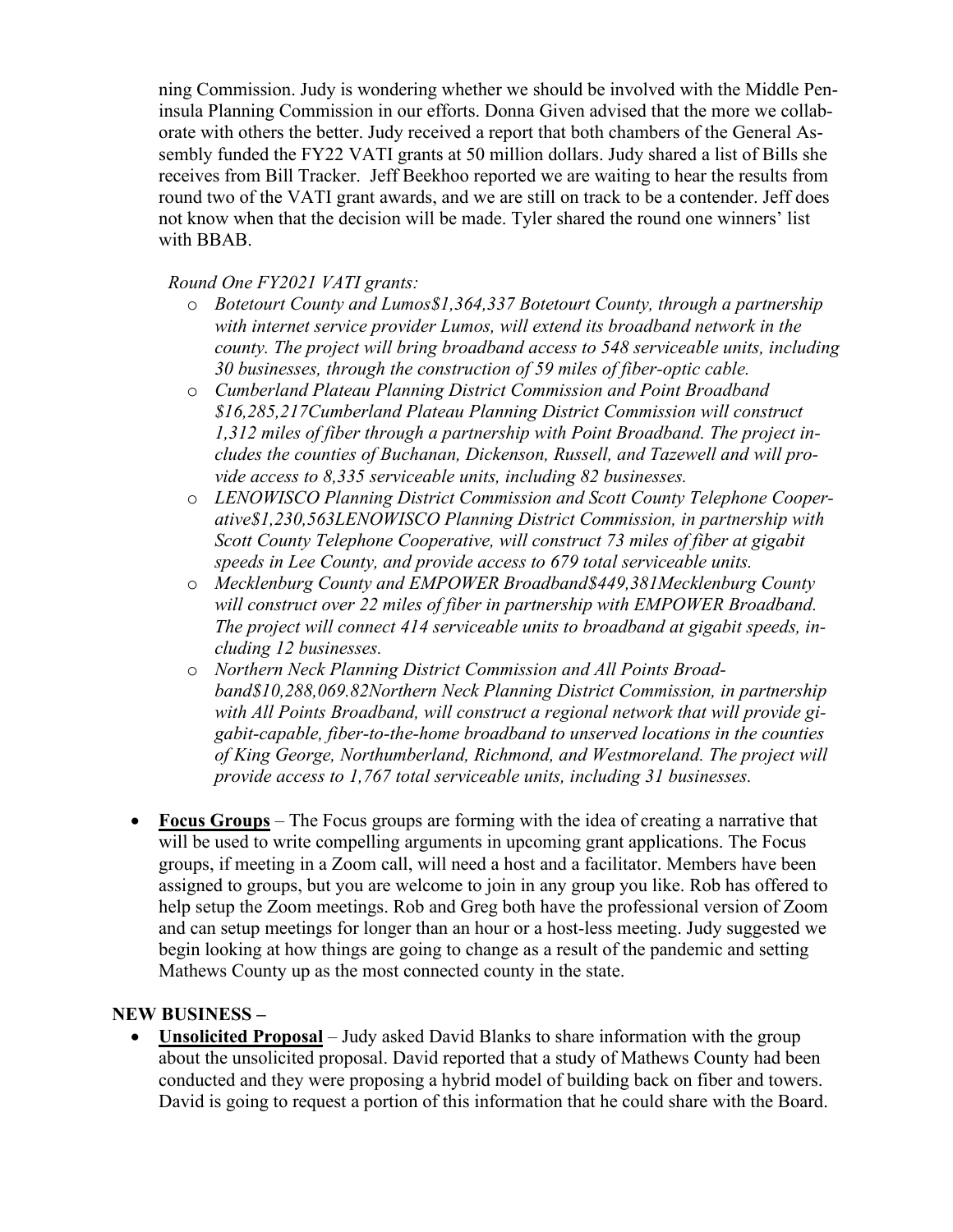ning Commission. Judy is wondering whether we should be involved with the Middle Peninsula Planning Commission in our efforts. Donna Given advised that the more we collaborate with others the better. Judy received a report that both chambers of the General Assembly funded the FY22 VATI grants at 50 million dollars. Judy shared a list of Bills she receives from Bill Tracker. Jeff Beekhoo reported we are waiting to hear the results from round two of the VATI grant awards, and we are still on track to be a contender. Jeff does not know when that the decision will be made. Tyler shared the round one winners' list with BBAB.

*Round One FY2021 VATI grants:*

- *Botetourt County and Lumos$1,364,337 Botetourt County, through a partnership with internet service provider Lumos, will extend its broadband network in the county. The project will bring broadband access to 548 serviceable units, including 30 businesses, through the construction of 59 miles of fiber-optic cable.*
- *Cumberland Plateau Planning District Commission and Point Broadband $16,285,217Cumberland Plateau Planning District Commission will construct 1,312 miles of fiber through a partnership with Point Broadband. The project includes the counties of Buchanan, Dickenson, Russell, and Tazewell and will provide access to 8,335 serviceable units, including 82 businesses.*
- *LENOWISCO Planning District Commission and Scott County Telephone Cooperative$1,230,563LENOWISCO Planning District Commission, in partnership with Scott County Telephone Cooperative, will construct 73 miles of fiber at gigabit speeds in Lee County, and provide access to 679 total serviceable units.*
- *Mecklenburg County and EMPOWER Broadband$449,381Mecklenburg County will construct over 22 miles of fiber in partnership with EMPOWER Broadband. The project will connect 414 serviceable units to broadband at gigabit speeds, including 12 businesses.*
- *Northern Neck Planning District Commission and All Points Broadband$10,288,069.82Northern Neck Planning District Commission, in partnership with All Points Broadband, will construct a regional network that will provide gigabit-capable, fiber-to-the-home broadband to unserved locations in the counties of King George, Northumberland, Richmond, and Westmoreland. The project will provide access to 1,767 total serviceable units, including 31 businesses.*

- **Focus Groups** – The Focus groups are forming with the idea of creating a narrative that will be used to write compelling arguments in upcoming grant applications. The Focus groups, if meeting in a Zoom call, will need a host and a facilitator. Members have been assigned to groups, but you are welcome to join in any group you like. Rob has offered to help setup the Zoom meetings. Rob and Greg both have the professional version of Zoom and can setup meetings for longer than an hour or a host-less meeting. Judy suggested we begin looking at how things are going to change as a result of the pandemic and setting Mathews County up as the most connected county in the state.

## NEW BUSINESS –

- **Unsolicited Proposal** – Judy asked David Blanks to share information with the group about the unsolicited proposal. David reported that a study of Mathews County had been conducted and they were proposing a hybrid model of building back on fiber and towers. David is going to request a portion of this information that he could share with the Board.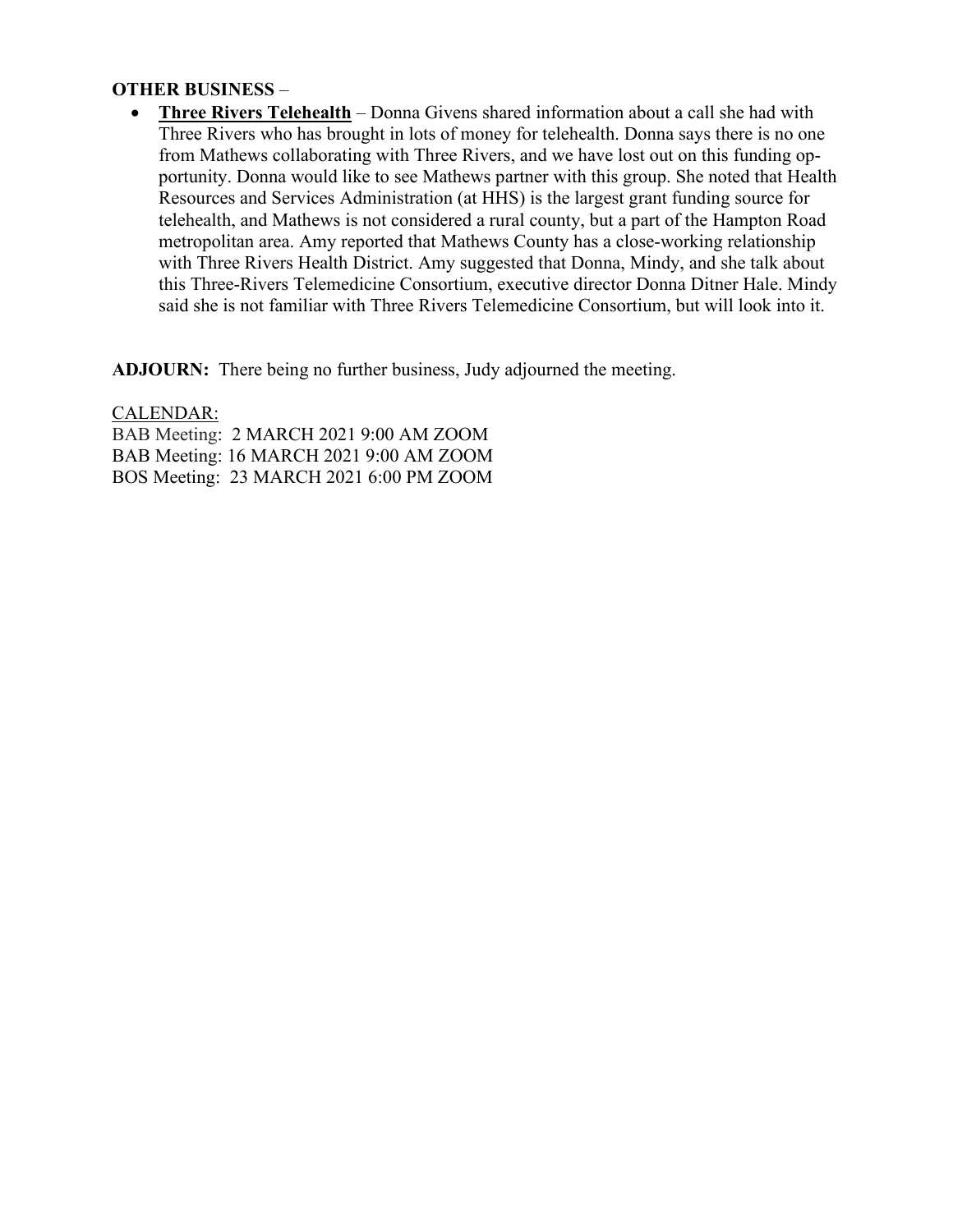**OTHER BUSINESS** –

- **Three Rivers Telehealth** – Donna Givens shared information about a call she had with Three Rivers who has brought in lots of money for telehealth. Donna says there is no one from Mathews collaborating with Three Rivers, and we have lost out on this funding opportunity. Donna would like to see Mathews partner with this group. She noted that Health Resources and Services Administration (at HHS) is the largest grant funding source for telehealth, and Mathews is not considered a rural county, but a part of the Hampton Road metropolitan area. Amy reported that Mathews County has a close-working relationship with Three Rivers Health District. Amy suggested that Donna, Mindy, and she talk about this Three-Rivers Telemedicine Consortium, executive director Donna Ditner Hale. Mindy said she is not familiar with Three Rivers Telemedicine Consortium, but will look into it.

**ADJOURN:** There being no further business, Judy adjourned the meeting.

CALENDAR:
BAB Meeting: 2 MARCH 2021 9:00 AM ZOOM
BAB Meeting: 16 MARCH 2021 9:00 AM ZOOM
BOS Meeting: 23 MARCH 2021 6:00 PM ZOOM